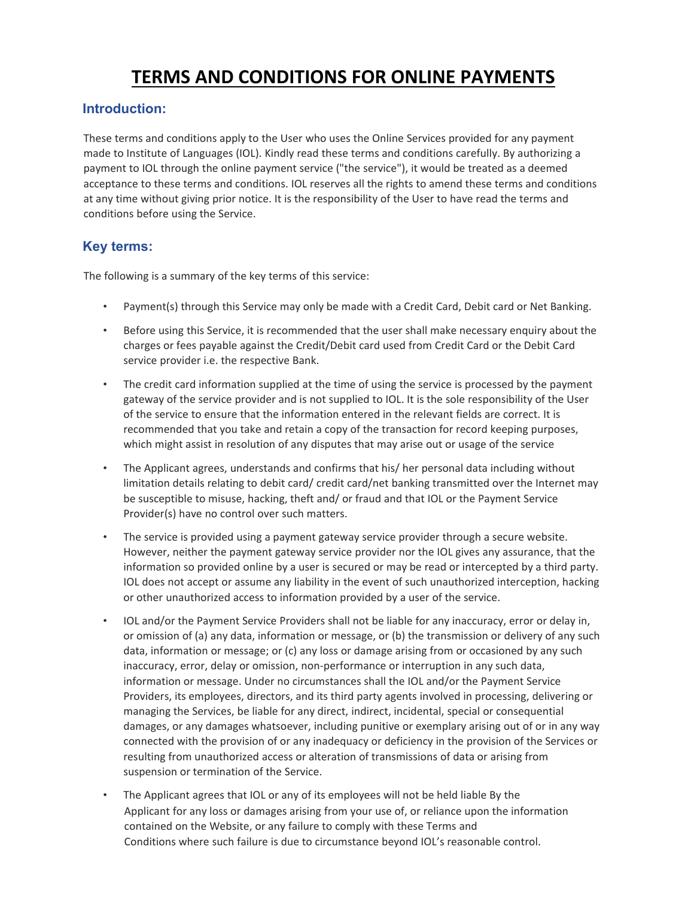# TERMS AND CONDITIONS FOR ONLINE PAYMENTS

## Introduction:

These terms and conditions apply to the User who uses the Online Services provided for any payment made to Institute of Languages (IOL). Kindly read these terms and conditions carefully. By authorizing a payment to IOL through the online payment service ("the service"), it would be treated as a deemed acceptance to these terms and conditions. IOL reserves all the rights to amend these terms and conditions at any time without giving prior notice. It is the responsibility of the User to have read the terms and conditions before using the Service.

## Key terms:

The following is a summary of the key terms of this service:

- Payment(s) through this Service may only be made with a Credit Card, Debit card or Net Banking.
- Before using this Service, it is recommended that the user shall make necessary enquiry about the charges or fees payable against the Credit/Debit card used from Credit Card or the Debit Card service provider i.e. the respective Bank.
- The credit card information supplied at the time of using the service is processed by the payment gateway of the service provider and is not supplied to IOL. It is the sole responsibility of the User of the service to ensure that the information entered in the relevant fields are correct. It is recommended that you take and retain a copy of the transaction for record keeping purposes, which might assist in resolution of any disputes that may arise out or usage of the service
- The Applicant agrees, understands and confirms that his/ her personal data including without limitation details relating to debit card/ credit card/net banking transmitted over the Internet may be susceptible to misuse, hacking, theft and/ or fraud and that IOL or the Payment Service Provider(s) have no control over such matters.
- The service is provided using a payment gateway service provider through a secure website. However, neither the payment gateway service provider nor the IOL gives any assurance, that the information so provided online by a user is secured or may be read or intercepted by a third party. IOL does not accept or assume any liability in the event of such unauthorized interception, hacking or other unauthorized access to information provided by a user of the service.
- IOL and/or the Payment Service Providers shall not be liable for any inaccuracy, error or delay in, or omission of (a) any data, information or message, or (b) the transmission or delivery of any such data, information or message; or (c) any loss or damage arising from or occasioned by any such inaccuracy, error, delay or omission, non-performance or interruption in any such data, information or message. Under no circumstances shall the IOL and/or the Payment Service Providers, its employees, directors, and its third party agents involved in processing, delivering or managing the Services, be liable for any direct, indirect, incidental, special or consequential damages, or any damages whatsoever, including punitive or exemplary arising out of or in any way connected with the provision of or any inadequacy or deficiency in the provision of the Services or resulting from unauthorized access or alteration of transmissions of data or arising from suspension or termination of the Service.
- The Applicant agrees that IOL or any of its employees will not be held liable By the Applicant for any loss or damages arising from your use of, or reliance upon the information contained on the Website, or any failure to comply with these Terms and Conditions where such failure is due to circumstance beyond IOL's reasonable control.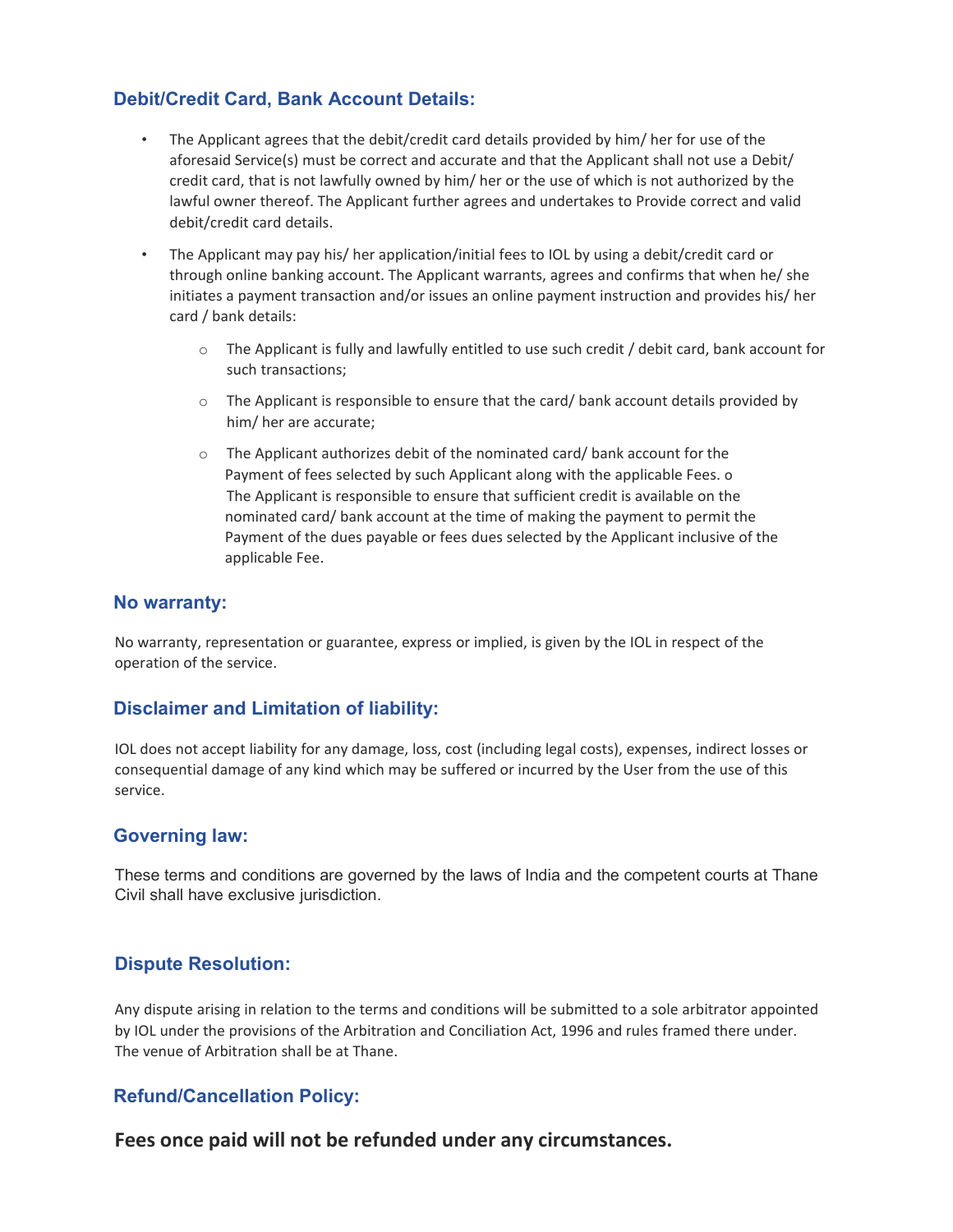## Debit/Credit Card, Bank Account Details:

- The Applicant agrees that the debit/credit card details provided by him/ her for use of the aforesaid Service(s) must be correct and accurate and that the Applicant shall not use a Debit/ credit card, that is not lawfully owned by him/ her or the use of which is not authorized by the lawful owner thereof. The Applicant further agrees and undertakes to Provide correct and valid debit/credit card details.
- The Applicant may pay his/ her application/initial fees to IOL by using a debit/credit card or through online banking account. The Applicant warrants, agrees and confirms that when he/ she initiates a payment transaction and/or issues an online payment instruction and provides his/ her card / bank details:
    - The Applicant is fully and lawfully entitled to use such credit / debit card, bank account for such transactions;
    - The Applicant is responsible to ensure that the card/ bank account details provided by him/ her are accurate;
    - The Applicant authorizes debit of the nominated card/ bank account for the Payment of fees selected by such Applicant along with the applicable Fees. o The Applicant is responsible to ensure that sufficient credit is available on the nominated card/ bank account at the time of making the payment to permit the Payment of the dues payable or fees dues selected by the Applicant inclusive of the applicable Fee.

## No warranty:

No warranty, representation or guarantee, express or implied, is given by the IOL in respect of the operation of the service.

## Disclaimer and Limitation of liability:

IOL does not accept liability for any damage, loss, cost (including legal costs), expenses, indirect losses or consequential damage of any kind which may be suffered or incurred by the User from the use of this service.

## Governing law:

These terms and conditions are governed by the laws of India and the competent courts at Thane Civil shall have exclusive jurisdiction.

## Dispute Resolution:

Any dispute arising in relation to the terms and conditions will be submitted to a sole arbitrator appointed by IOL under the provisions of the Arbitration and Conciliation Act, 1996 and rules framed there under. The venue of Arbitration shall be at Thane.

## Refund/Cancellation Policy:

**Fees once paid will not be refunded under any circumstances.**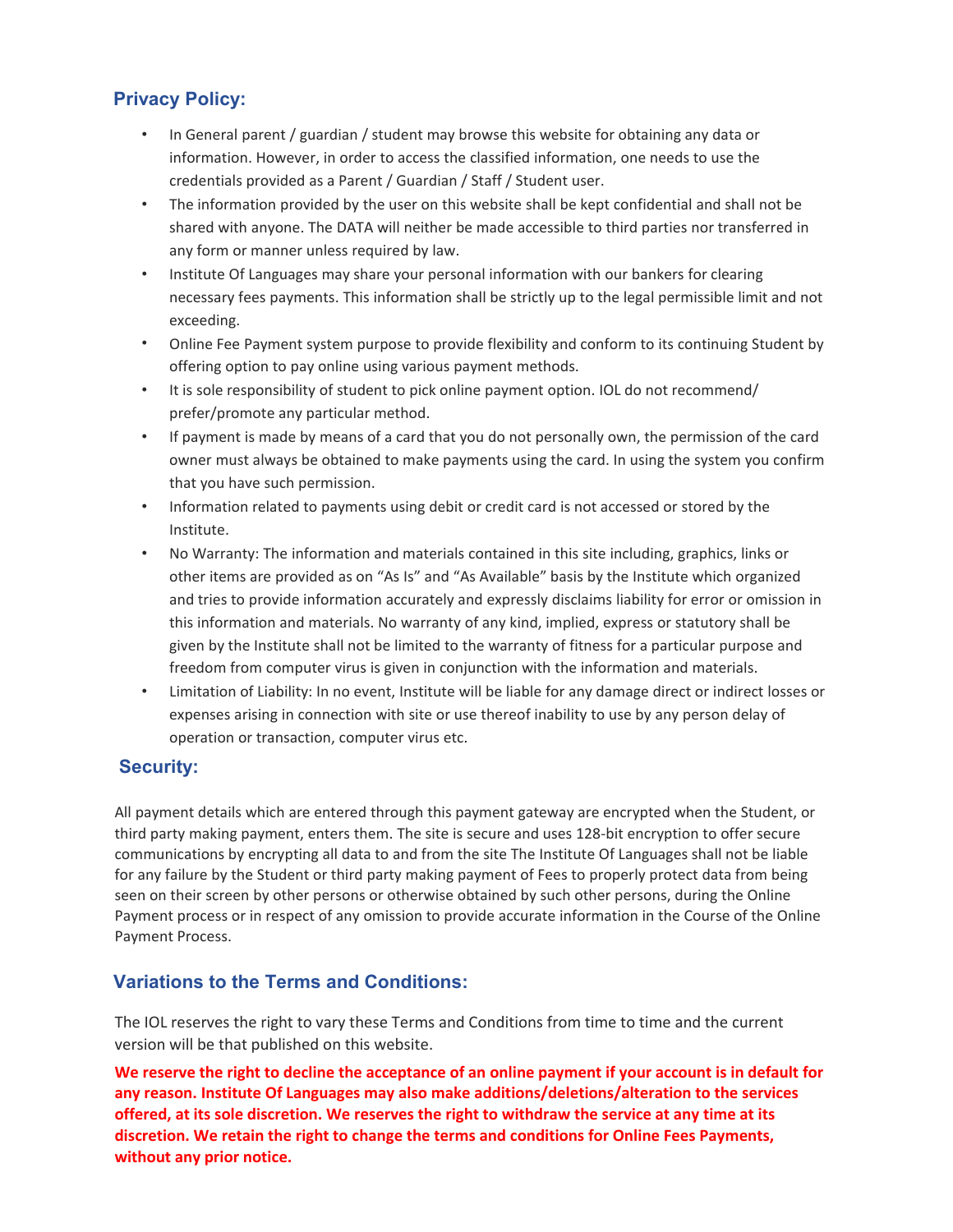## Privacy Policy:

- In General parent / guardian / student may browse this website for obtaining any data or information. However, in order to access the classified information, one needs to use the credentials provided as a Parent / Guardian / Staff / Student user.
- The information provided by the user on this website shall be kept confidential and shall not be shared with anyone. The DATA will neither be made accessible to third parties nor transferred in any form or manner unless required by law.
- Institute Of Languages may share your personal information with our bankers for clearing necessary fees payments. This information shall be strictly up to the legal permissible limit and not exceeding.
- Online Fee Payment system purpose to provide flexibility and conform to its continuing Student by offering option to pay online using various payment methods.
- It is sole responsibility of student to pick online payment option. IOL do not recommend/ prefer/promote any particular method.
- If payment is made by means of a card that you do not personally own, the permission of the card owner must always be obtained to make payments using the card. In using the system you confirm that you have such permission.
- Information related to payments using debit or credit card is not accessed or stored by the Institute.
- No Warranty: The information and materials contained in this site including, graphics, links or other items are provided as on "As Is" and "As Available" basis by the Institute which organized and tries to provide information accurately and expressly disclaims liability for error or omission in this information and materials. No warranty of any kind, implied, express or statutory shall be given by the Institute shall not be limited to the warranty of fitness for a particular purpose and freedom from computer virus is given in conjunction with the information and materials.
- Limitation of Liability: In no event, Institute will be liable for any damage direct or indirect losses or expenses arising in connection with site or use thereof inability to use by any person delay of operation or transaction, computer virus etc.

## Security:

All payment details which are entered through this payment gateway are encrypted when the Student, or third party making payment, enters them. The site is secure and uses 128-bit encryption to offer secure communications by encrypting all data to and from the site The Institute Of Languages shall not be liable for any failure by the Student or third party making payment of Fees to properly protect data from being seen on their screen by other persons or otherwise obtained by such other persons, during the Online Payment process or in respect of any omission to provide accurate information in the Course of the Online Payment Process.

## Variations to the Terms and Conditions:

The IOL reserves the right to vary these Terms and Conditions from time to time and the current version will be that published on this website.

**We reserve the right to decline the acceptance of an online payment if your account is in default for any reason. Institute Of Languages may also make additions/deletions/alteration to the services offered, at its sole discretion. We reserves the right to withdraw the service at any time at its discretion. We retain the right to change the terms and conditions for Online Fees Payments, without any prior notice.**